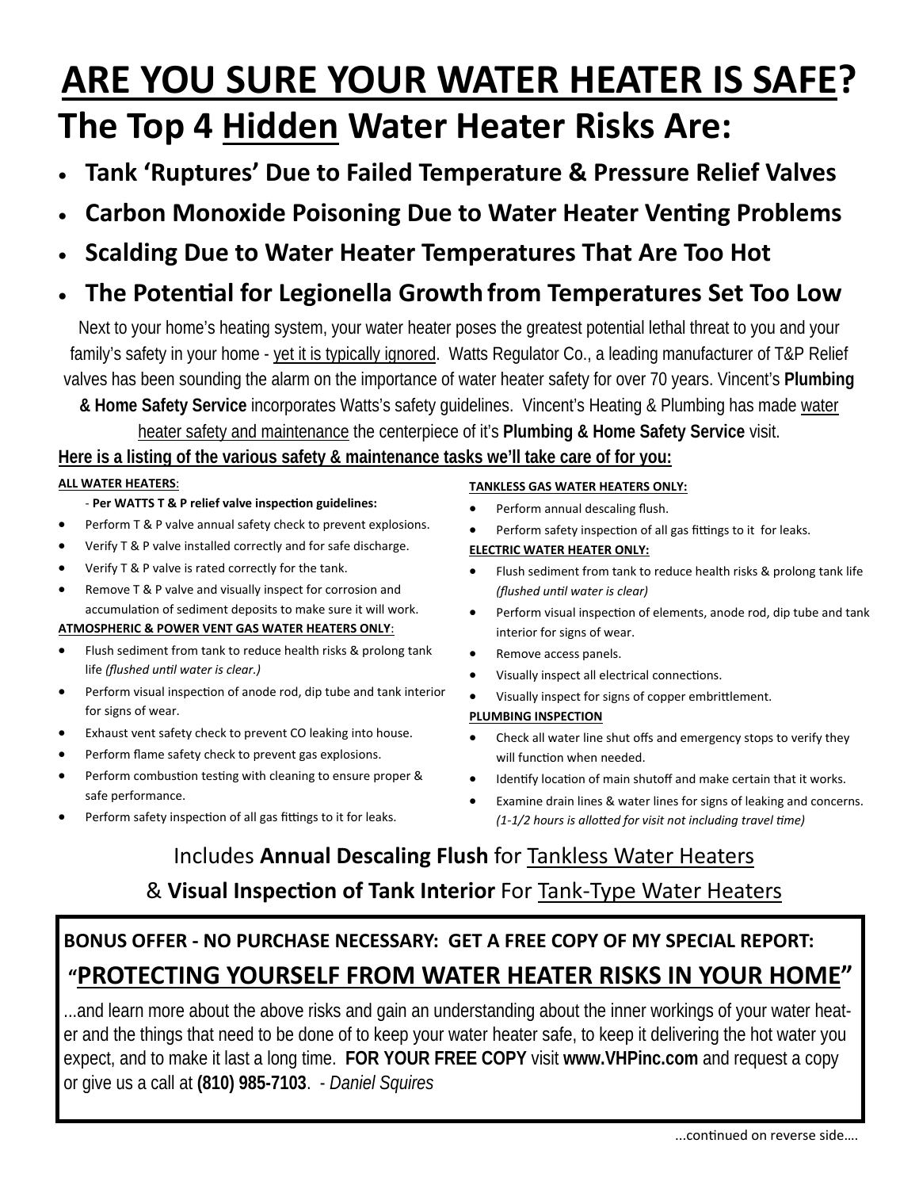# ARE YOU SURE YOUR WATER HEATER IS SAFE?

## The Top 4 Hidden Water Heater Risks Are:

- **Tank 'Ruptures' Due to Failed Temperature & Pressure Relief Valves**
- **Carbon Monoxide Poisoning Due to Water Heater Venting Problems**
- **Scalding Due to Water Heater Temperatures That Are Too Hot**
- **The Potential for Legionella Growth from Temperatures Set Too Low**

Next to your home's heating system, your water heater poses the greatest potential lethal threat to you and your family's safety in your home - yet it is typically ignored. Watts Regulator Co., a leading manufacturer of T&P Relief valves has been sounding the alarm on the importance of water heater safety for over 70 years. Vincent's **Plumbing & Home Safety Service** incorporates Watts's safety guidelines. Vincent's Heating & Plumbing has made water heater safety and maintenance the centerpiece of it's **Plumbing & Home Safety Service** visit.

**Here is a listing of the various safety & maintenance tasks we'll take care of for you:**

**ALL WATER HEATERS**:

- **Per WATTS T & P relief valve inspection guidelines:**

- Perform T & P valve annual safety check to prevent explosions.
- Verify T & P valve installed correctly and for safe discharge.
- Verify T & P valve is rated correctly for the tank.
- Remove T & P valve and visually inspect for corrosion and accumulation of sediment deposits to make sure it will work.

**ATMOSPHERIC & POWER VENT GAS WATER HEATERS ONLY**:

- Flush sediment from tank to reduce health risks & prolong tank life *(flushed until water is clear.)*
- Perform visual inspection of anode rod, dip tube and tank interior for signs of wear.
- Exhaust vent safety check to prevent CO leaking into house.
- Perform flame safety check to prevent gas explosions.
- Perform combustion testing with cleaning to ensure proper & safe performance.
- Perform safety inspection of all gas fittings to it for leaks.

**TANKLESS GAS WATER HEATERS ONLY:**

- Perform annual descaling flush.
- Perform safety inspection of all gas fittings to it for leaks.

**ELECTRIC WATER HEATER ONLY:**

- Flush sediment from tank to reduce health risks & prolong tank life *(flushed until water is clear)*
- Perform visual inspection of elements, anode rod, dip tube and tank interior for signs of wear.
- Remove access panels.
- Visually inspect all electrical connections.
- Visually inspect for signs of copper embrittlement.

**PLUMBING INSPECTION**

- Check all water line shut offs and emergency stops to verify they will function when needed.
- Identify location of main shutoff and make certain that it works.
- Examine drain lines & water lines for signs of leaking and concerns. *(1-1/2 hours is allotted for visit not including travel time)*

Includes **Annual Descaling Flush** for Tankless Water Heaters

& **Visual Inspection of Tank Interior** For Tank-Type Water Heaters

**BONUS OFFER - NO PURCHASE NECESSARY: GET A FREE COPY OF MY SPECIAL REPORT:**

**"PROTECTING YOURSELF FROM WATER HEATER RISKS IN YOUR HOME"**

...and learn more about the above risks and gain an understanding about the inner workings of your water heater and the things that need to be done of to keep your water heater safe, to keep it delivering the hot water you expect, and to make it last a long time. **FOR YOUR FREE COPY** visit **www.VHPinc.com** and request a copy or give us a call at **(810) 985-7103**. - *Daniel Squires*

...continued on reverse side....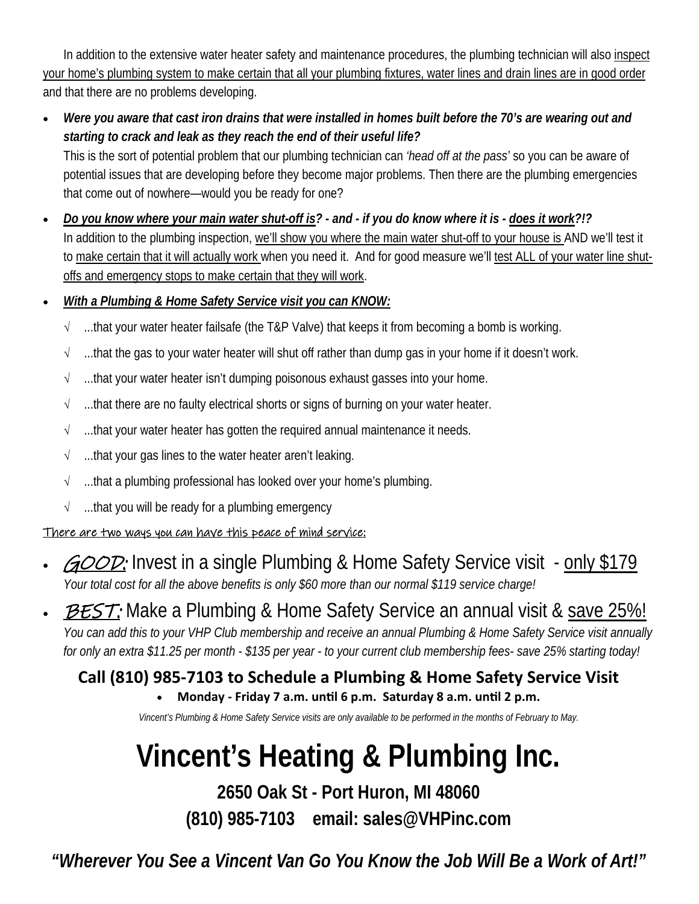In addition to the extensive water heater safety and maintenance procedures, the plumbing technician will also inspect your home's plumbing system to make certain that all your plumbing fixtures, water lines and drain lines are in good order and that there are no problems developing.

- ***Were you aware that cast iron drains that were installed in homes built before the 70's are wearing out and starting to crack and leak as they reach the end of their useful life?***
  This is the sort of potential problem that our plumbing technician can *'head off at the pass'* so you can be aware of potential issues that are developing before they become major problems. Then there are the plumbing emergencies that come out of nowhere—would you be ready for one?
- ***Do you know where your main water shut-off is? - and - if you do know where it is - does it work?!?***
  In addition to the plumbing inspection, we'll show you where the main water shut-off to your house is AND we'll test it to make certain that it will actually work when you need it. And for good measure we'll test ALL of your water line shut-offs and emergency stops to make certain that they will work.
- ***With a Plumbing & Home Safety Service visit you can KNOW:***
  - √ ...that your water heater failsafe (the T&P Valve) that keeps it from becoming a bomb is working.
  - √ ...that the gas to your water heater will shut off rather than dump gas in your home if it doesn't work.
  - √ ...that your water heater isn't dumping poisonous exhaust gasses into your home.
  - √ ...that there are no faulty electrical shorts or signs of burning on your water heater.
  - √ ...that your water heater has gotten the required annual maintenance it needs.
  - √ ...that your gas lines to the water heater aren't leaking.
  - √ ...that a plumbing professional has looked over your home's plumbing.
  - √ ...that you will be ready for a plumbing emergency

There are two ways you can have this peace of mind service:

- *GOOD:* Invest in a single Plumbing & Home Safety Service visit - only $179
  *Your total cost for all the above benefits is only $60 more than our normal $119 service charge!*
- *BEST:* Make a Plumbing & Home Safety Service an annual visit & save 25%!
  *You can add this to your VHP Club membership and receive an annual Plumbing & Home Safety Service visit annually for only an extra $11.25 per month - $135 per year - to your current club membership fees- save 25% starting today!*

**Call (810) 985-7103 to Schedule a Plumbing & Home Safety Service Visit**

- **Monday - Friday 7 a.m. until 6 p.m. Saturday 8 a.m. until 2 p.m.**

*Vincent's Plumbing & Home Safety Service visits are only available to be performed in the months of February to May.*

# Vincent's Heating & Plumbing Inc.

**2650 Oak St - Port Huron, MI 48060**

**(810) 985-7103 email: sales@VHPinc.com**

***"Wherever You See a Vincent Van Go You Know the Job Will Be a Work of Art!"***